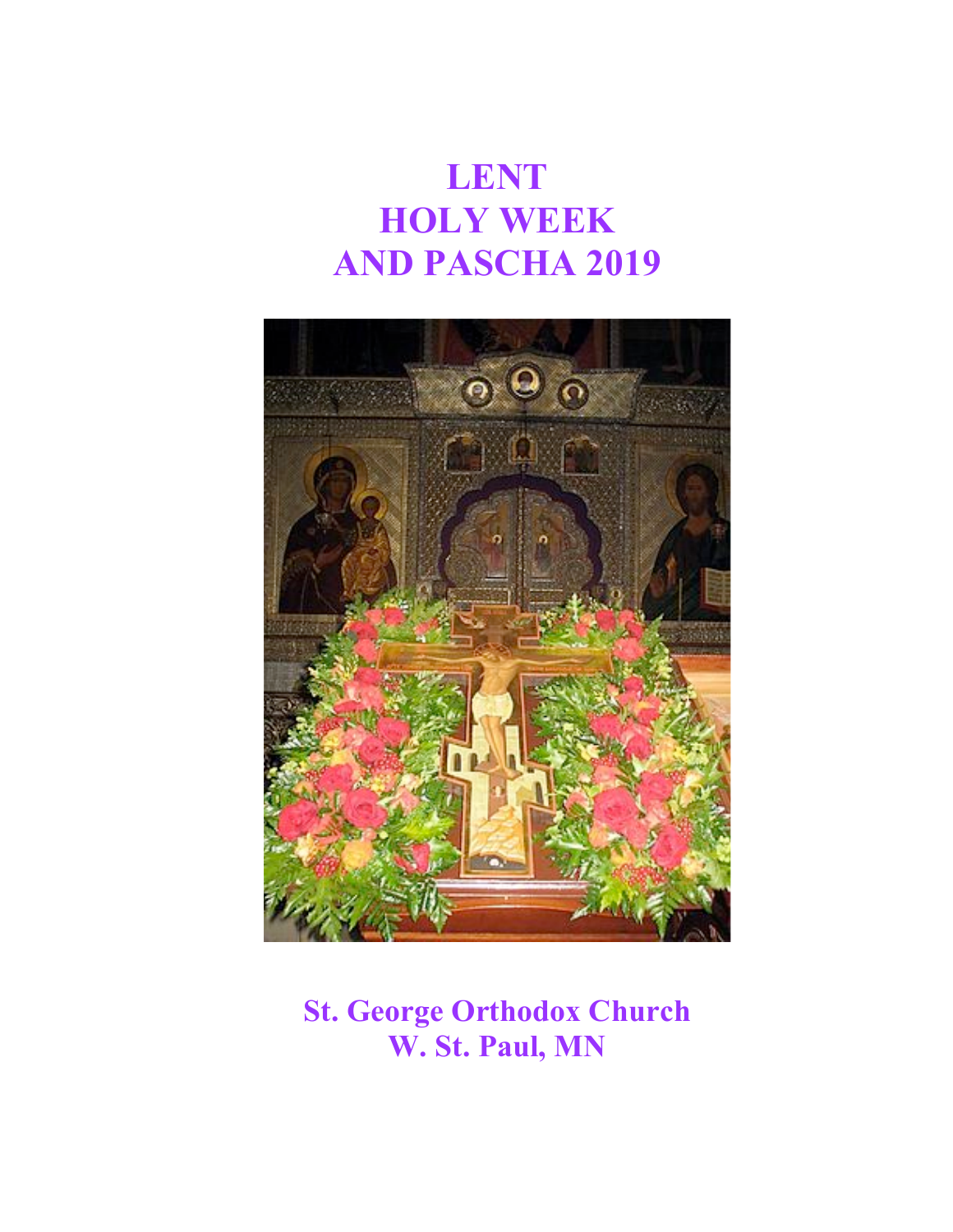# LENT
# HOLY WEEK
# AND PASCHA 2019

**St. George Orthodox Church**
**W. St. Paul, MN**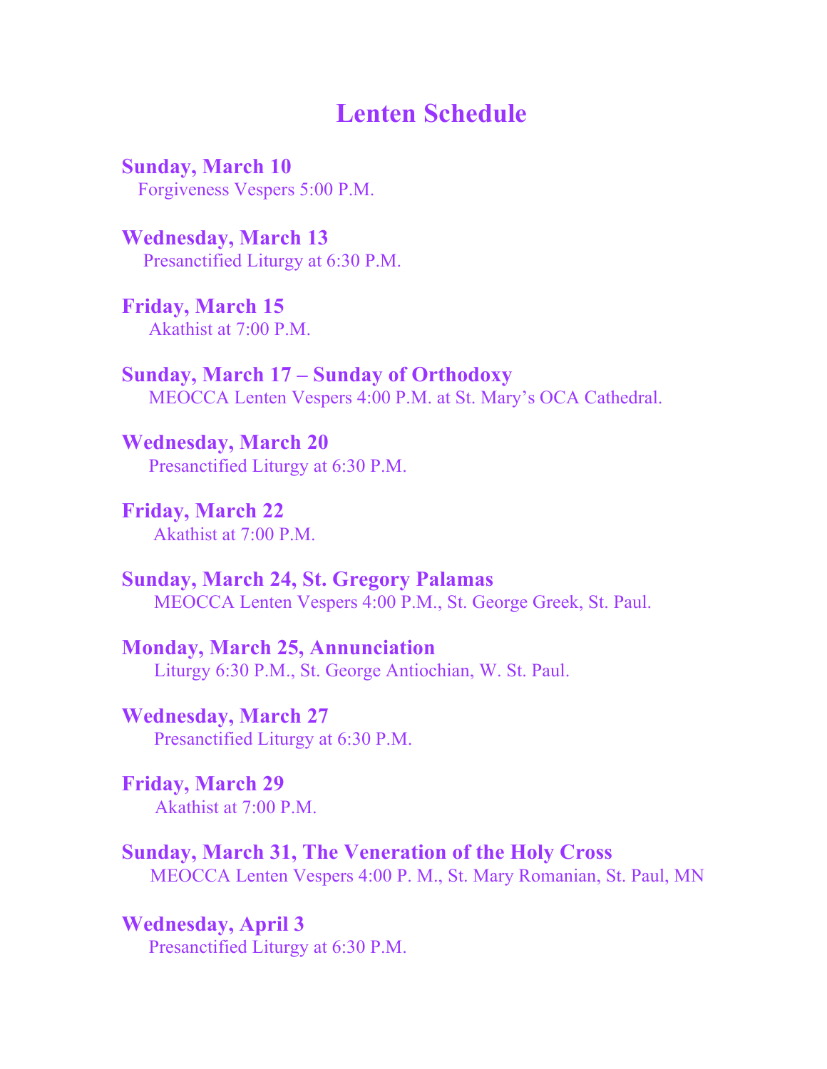# Lenten Schedule

**Sunday, March 10**
Forgiveness Vespers 5:00 P.M.

**Wednesday, March 13**
Presanctified Liturgy at 6:30 P.M.

**Friday, March 15**
Akathist at 7:00 P.M.

**Sunday, March 17 – Sunday of Orthodoxy**
MEOCCA Lenten Vespers 4:00 P.M. at St. Mary's OCA Cathedral.

**Wednesday, March 20**
Presanctified Liturgy at 6:30 P.M.

**Friday, March 22**
Akathist at 7:00 P.M.

**Sunday, March 24, St. Gregory Palamas**
MEOCCA Lenten Vespers 4:00 P.M., St. George Greek, St. Paul.

**Monday, March 25, Annunciation**
Liturgy 6:30 P.M., St. George Antiochian, W. St. Paul.

**Wednesday, March 27**
Presanctified Liturgy at 6:30 P.M.

**Friday, March 29**
Akathist at 7:00 P.M.

**Sunday, March 31, The Veneration of the Holy Cross**
MEOCCA Lenten Vespers 4:00 P. M., St. Mary Romanian, St. Paul, MN

**Wednesday, April 3**
Presanctified Liturgy at 6:30 P.M.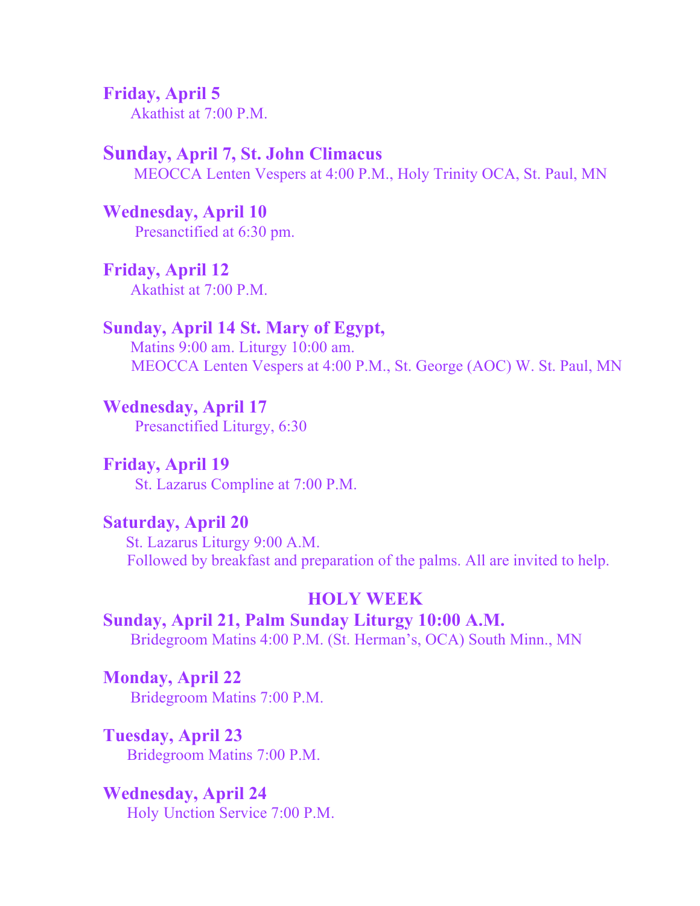**Friday, April 5**
Akathist at 7:00 P.M.

**Sunday, April 7, St. John Climacus**
MEOCCA Lenten Vespers at 4:00 P.M., Holy Trinity OCA, St. Paul, MN

**Wednesday, April 10**
Presanctified at 6:30 pm.

**Friday, April 12**
Akathist at 7:00 P.M.

**Sunday, April 14 St. Mary of Egypt,**
Matins 9:00 am. Liturgy 10:00 am.
MEOCCA Lenten Vespers at 4:00 P.M., St. George (AOC) W. St. Paul, MN

**Wednesday, April 17**
Presanctified Liturgy, 6:30

**Friday, April 19**
St. Lazarus Compline at 7:00 P.M.

**Saturday, April 20**
St. Lazarus Liturgy 9:00 A.M.
Followed by breakfast and preparation of the palms. All are invited to help.

## HOLY WEEK

**Sunday, April 21, Palm Sunday Liturgy 10:00 A.M.**
Bridegroom Matins 4:00 P.M. (St. Herman's, OCA) South Minn., MN

**Monday, April 22**
Bridegroom Matins 7:00 P.M.

**Tuesday, April 23**
Bridegroom Matins 7:00 P.M.

**Wednesday, April 24**
Holy Unction Service 7:00 P.M.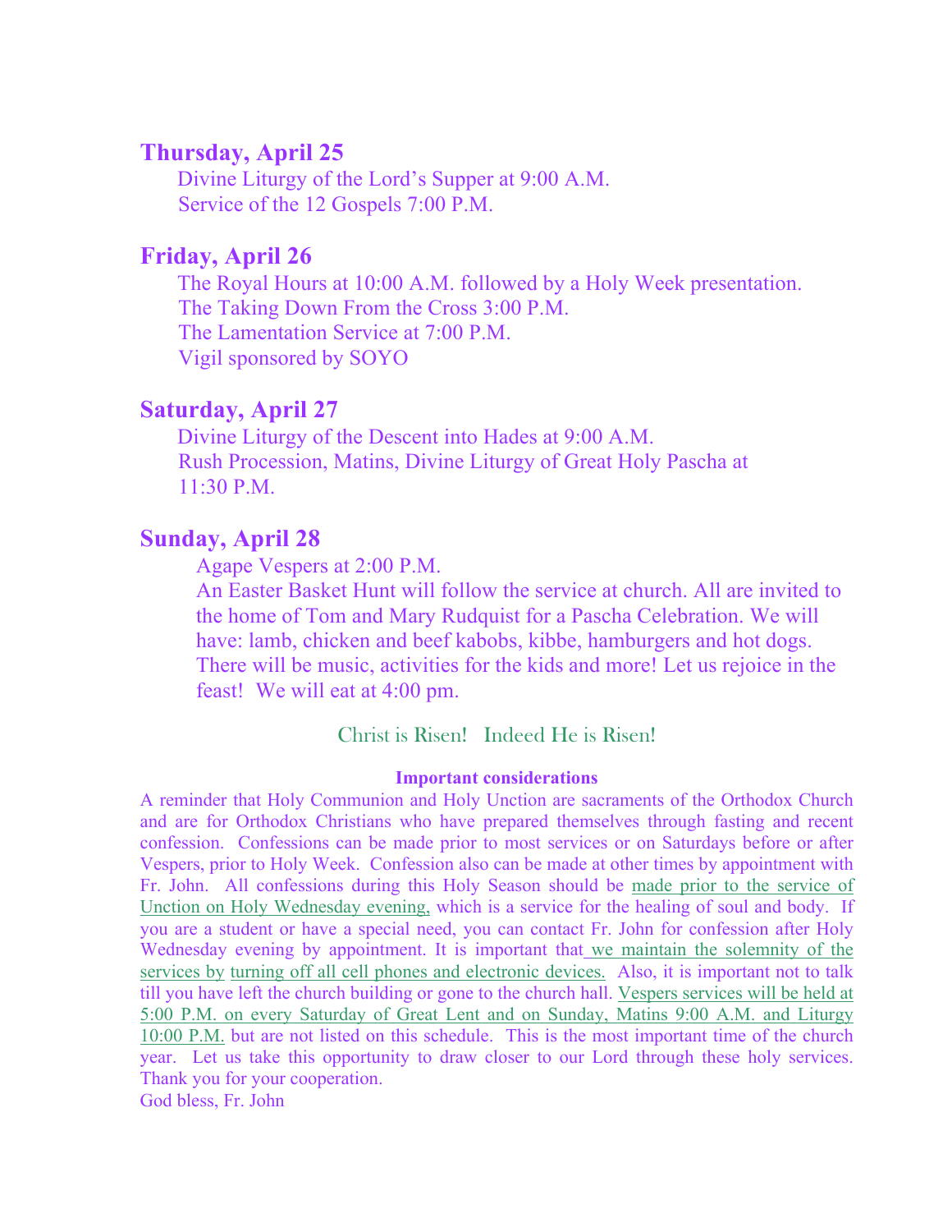### Thursday, April 25

Divine Liturgy of the Lord's Supper at 9:00 A.M.
Service of the 12 Gospels 7:00 P.M.

### Friday, April 26

The Royal Hours at 10:00 A.M. followed by a Holy Week presentation.
The Taking Down From the Cross 3:00 P.M.
The Lamentation Service at 7:00 P.M.
Vigil sponsored by SOYO

### Saturday, April 27

Divine Liturgy of the Descent into Hades at 9:00 A.M.
Rush Procession, Matins, Divine Liturgy of Great Holy Pascha at 11:30 P.M.

### Sunday, April 28

Agape Vespers at 2:00 P.M.
An Easter Basket Hunt will follow the service at church. All are invited to the home of Tom and Mary Rudquist for a Pascha Celebration. We will have: lamb, chicken and beef kabobs, kibbe, hamburgers and hot dogs. There will be music, activities for the kids and more! Let us rejoice in the feast! We will eat at 4:00 pm.

Christ is Risen! Indeed He is Risen!

**Important considerations**

A reminder that Holy Communion and Holy Unction are sacraments of the Orthodox Church and are for Orthodox Christians who have prepared themselves through fasting and recent confession. Confessions can be made prior to most services or on Saturdays before or after Vespers, prior to Holy Week. Confession also can be made at other times by appointment with Fr. John. All confessions during this Holy Season should be made prior to the service of Unction on Holy Wednesday evening, which is a service for the healing of soul and body. If you are a student or have a special need, you can contact Fr. John for confession after Holy Wednesday evening by appointment. It is important that we maintain the solemnity of the services by turning off all cell phones and electronic devices. Also, it is important not to talk till you have left the church building or gone to the church hall. Vespers services will be held at 5:00 P.M. on every Saturday of Great Lent and on Sunday, Matins 9:00 A.M. and Liturgy 10:00 P.M. but are not listed on this schedule. This is the most important time of the church year. Let us take this opportunity to draw closer to our Lord through these holy services. Thank you for your cooperation.
God bless, Fr. John